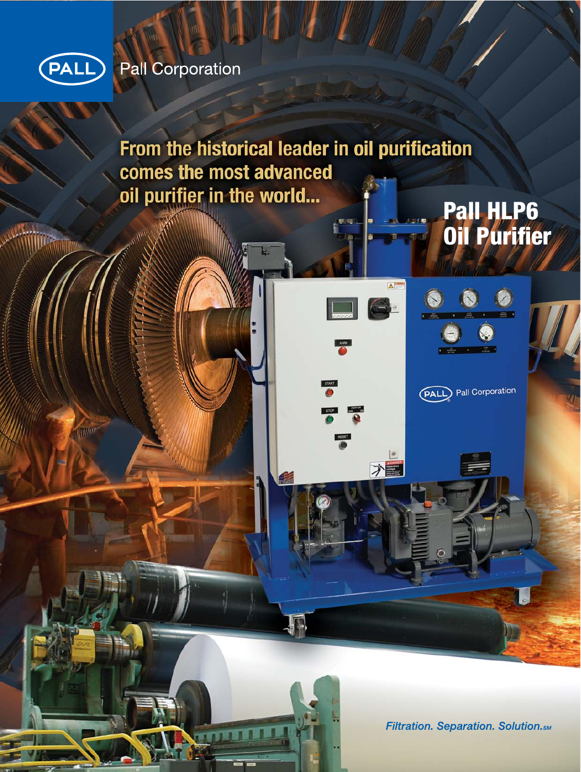Pall Corporation

## From the historical leader in oil purification comes the most advanced oil purifier in the world...

# Pall HLP6 Oil Purifier

*Filtration. Separation. Solution.SM*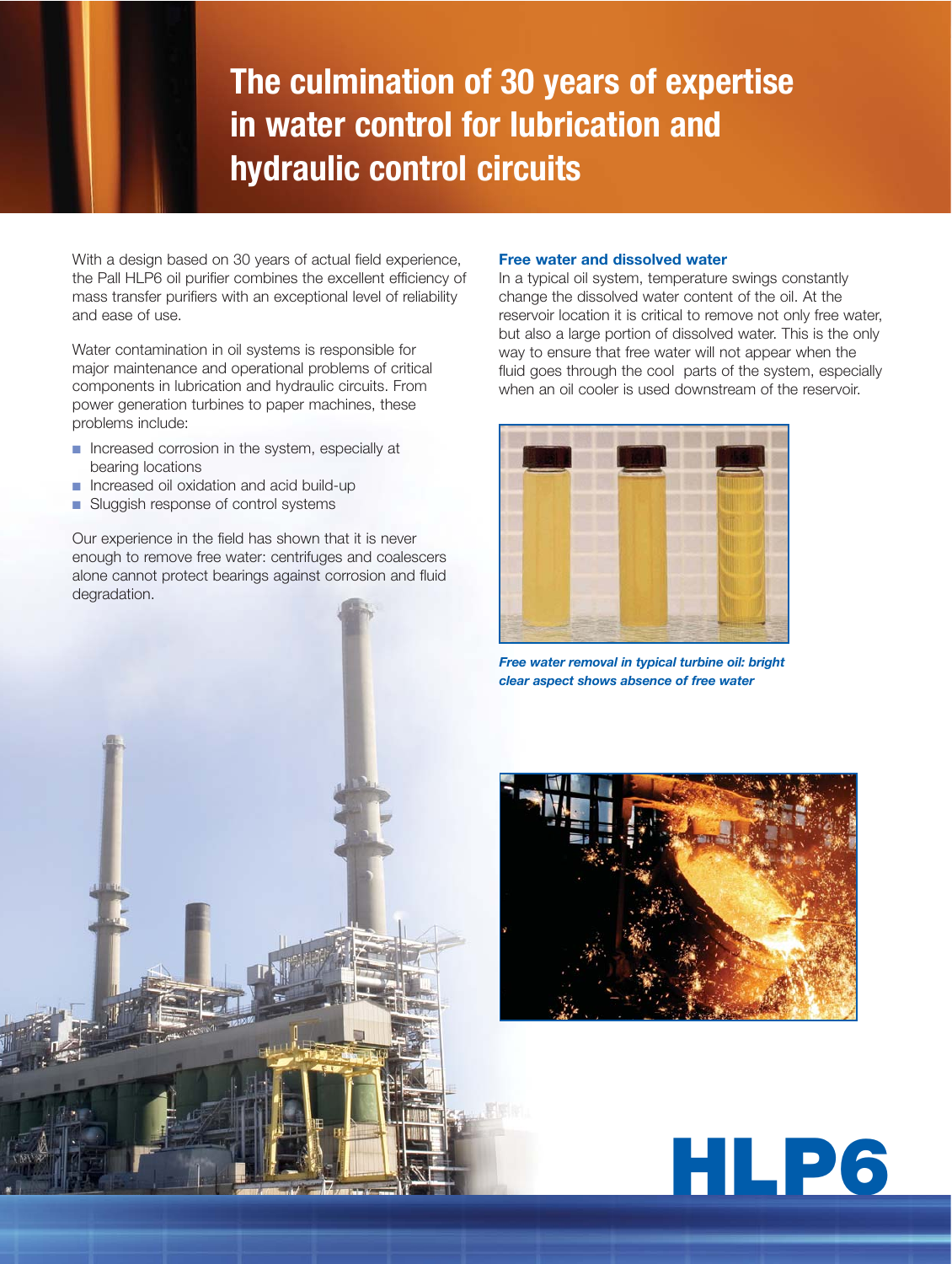# The culmination of 30 years of expertise in water control for lubrication and hydraulic control circuits

With a design based on 30 years of actual field experience, the Pall HLP6 oil purifier combines the excellent efficiency of mass transfer purifiers with an exceptional level of reliability and ease of use.

Water contamination in oil systems is responsible for major maintenance and operational problems of critical components in lubrication and hydraulic circuits. From power generation turbines to paper machines, these problems include:

- Increased corrosion in the system, especially at bearing locations
- Increased oil oxidation and acid build-up
- Sluggish response of control systems

Our experience in the field has shown that it is never enough to remove free water: centrifuges and coalescers alone cannot protect bearings against corrosion and fluid degradation.

### Free water and dissolved water

In a typical oil system, temperature swings constantly change the dissolved water content of the oil. At the reservoir location it is critical to remove not only free water, but also a large portion of dissolved water. This is the only way to ensure that free water will not appear when the fluid goes through the cool parts of the system, especially when an oil cooler is used downstream of the reservoir.

***Free water removal in typical turbine oil: bright clear aspect shows absence of free water***

HLP6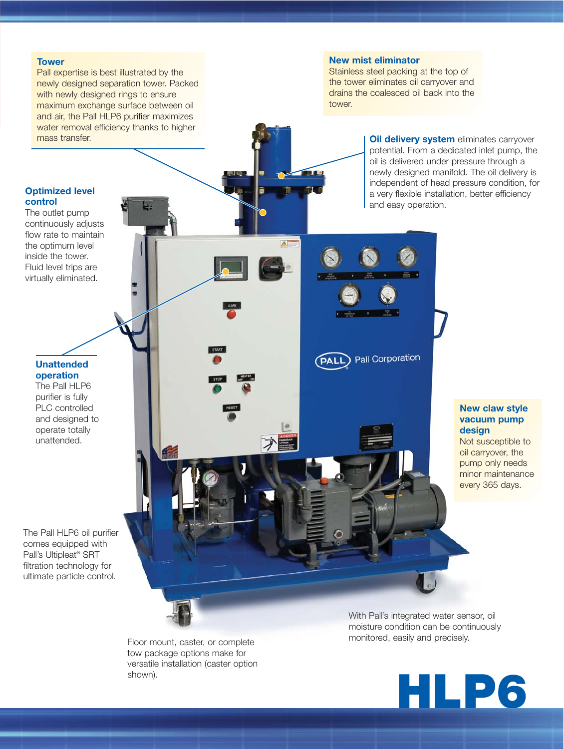### Tower

Pall expertise is best illustrated by the newly designed separation tower. Packed with newly designed rings to ensure maximum exchange surface between oil and air, the Pall HLP6 purifier maximizes water removal efficiency thanks to higher mass transfer.

### New mist eliminator

Stainless steel packing at the top of the tower eliminates oil carryover and drains the coalesced oil back into the tower.

**Oil delivery system** eliminates carryover potential. From a dedicated inlet pump, the oil is delivered under pressure through a newly designed manifold. The oil delivery is independent of head pressure condition, for a very flexible installation, better efficiency and easy operation.

### Optimized level control

The outlet pump continuously adjusts flow rate to maintain the optimum level inside the tower. Fluid level trips are virtually eliminated.

### Unattended operation

The Pall HLP6 purifier is fully PLC controlled and designed to operate totally unattended.

### New claw style vacuum pump design

Not susceptible to oil carryover, the pump only needs minor maintenance every 365 days.

The Pall HLP6 oil purifier comes equipped with Pall's Ultipleat® SRT filtration technology for ultimate particle control.

Floor mount, caster, or complete tow package options make for versatile installation (caster option shown).

With Pall's integrated water sensor, oil moisture condition can be continuously monitored, easily and precisely.

# HLP6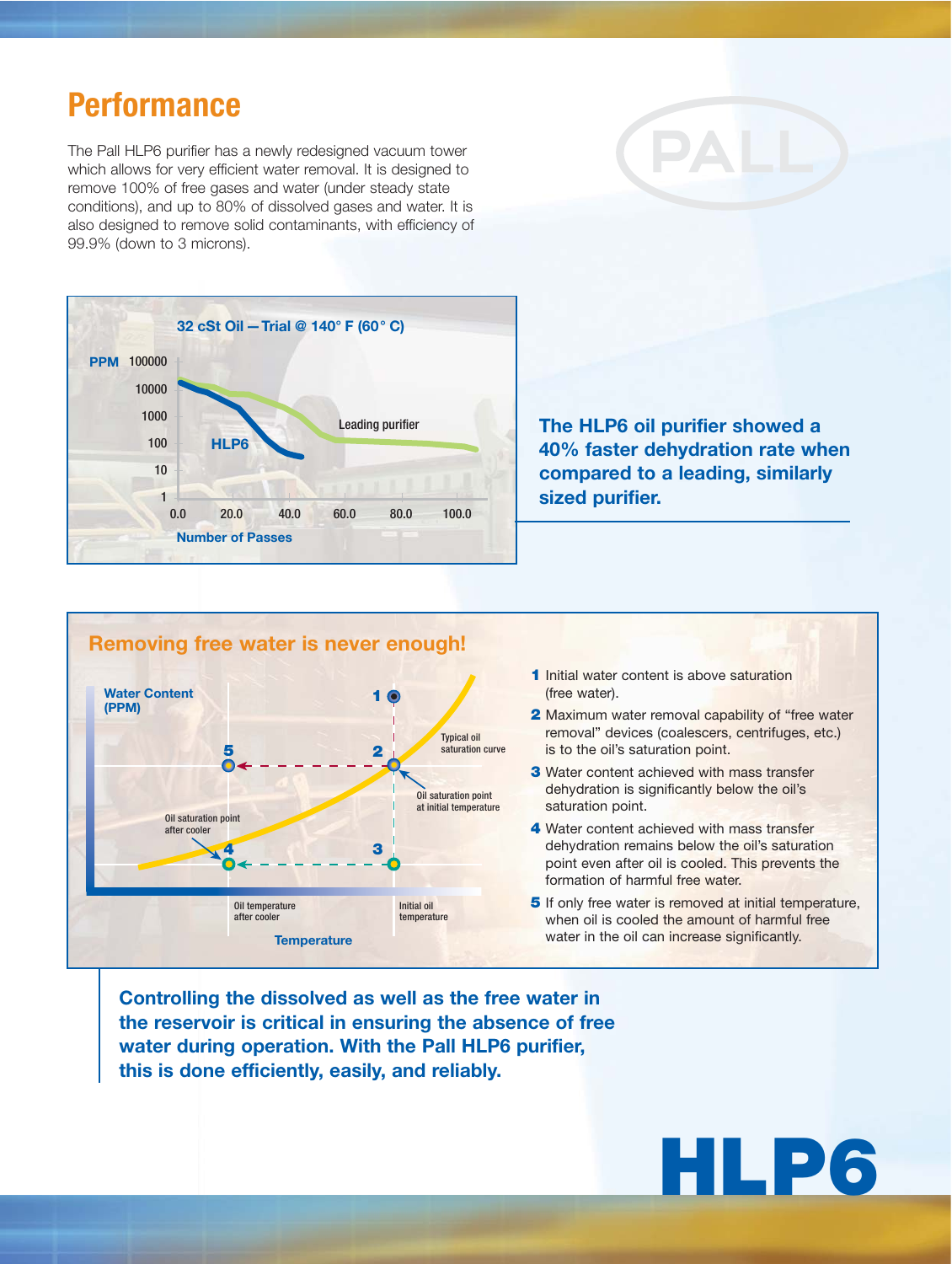# Performance

The Pall HLP6 purifier has a newly redesigned vacuum tower which allows for very efficient water removal. It is designed to remove 100% of free gases and water (under steady state conditions), and up to 80% of dissolved gases and water. It is also designed to remove solid contaminants, with efficiency of 99.9% (down to 3 microns).

32 cSt Oil — Trial @ 140° F (60° C)

PPM — Number of Passes — HLP6 — Leading purifier

**The HLP6 oil purifier showed a 40% faster dehydration rate when compared to a leading, similarly sized purifier.**

## Removing free water is never enough!

Water Content (PPM) — Temperature — Typical oil saturation curve — Oil saturation point at initial temperature — Oil saturation point after cooler — Oil temperature after cooler — Initial oil temperature

1. Initial water content is above saturation (free water).
2. Maximum water removal capability of "free water removal" devices (coalescers, centrifuges, etc.) is to the oil's saturation point.
3. Water content achieved with mass transfer dehydration is significantly below the oil's saturation point.
4. Water content achieved with mass transfer dehydration remains below the oil's saturation point even after oil is cooled. This prevents the formation of harmful free water.
5. If only free water is removed at initial temperature, when oil is cooled the amount of harmful free water in the oil can increase significantly.

**Controlling the dissolved as well as the free water in the reservoir is critical in ensuring the absence of free water during operation. With the Pall HLP6 purifier, this is done efficiently, easily, and reliably.**

HLP6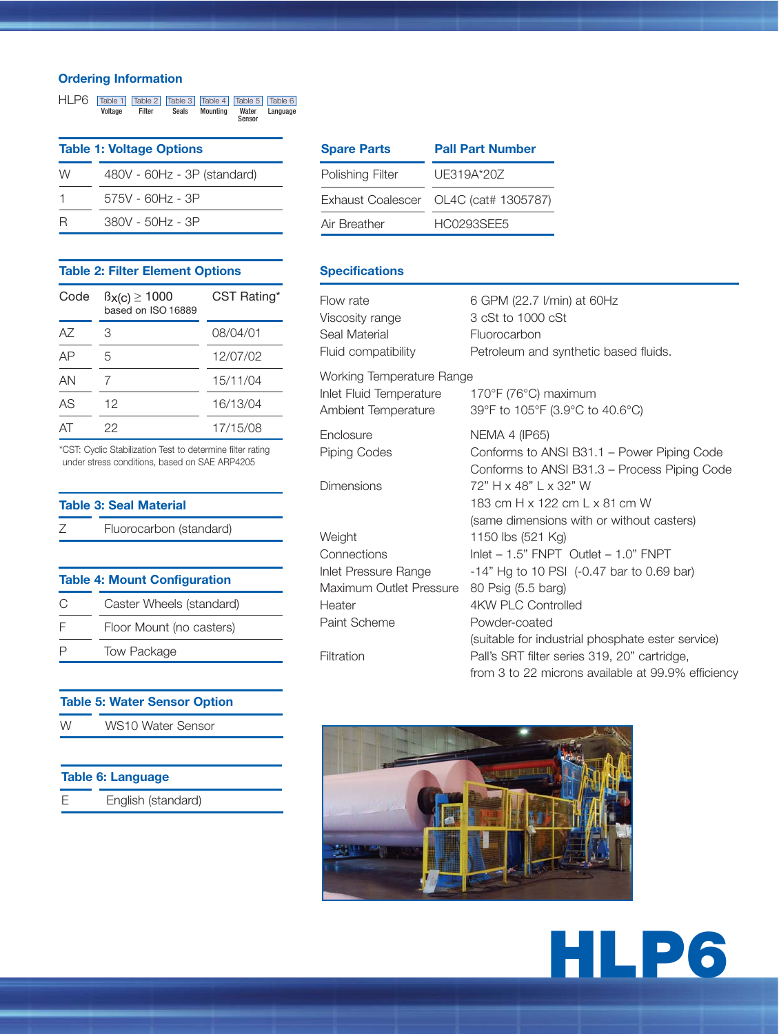## Ordering Information

HLP6 | Table 1 Voltage | Table 2 Filter | Table 3 Seals | Table 4 Mounting | Table 5 Water Sensor | Table 6 Language

### Table 1: Voltage Options

| | |
|---|---|
| W | 480V - 60Hz - 3P (standard) |
| 1 | 575V - 60Hz - 3P |
| R | 380V - 50Hz - 3P |

### Table 2: Filter Element Options

| Code | $\beta_{x(c)} \geq 1000$ based on ISO 16889 | CST Rating* |
|---|---|---|
| AZ | 3 | 08/04/01 |
| AP | 5 | 12/07/02 |
| AN | 7 | 15/11/04 |
| AS | 12 | 16/13/04 |
| AT | 22 | 17/15/08 |

*CST: Cyclic Stabilization Test to determine filter rating under stress conditions, based on SAE ARP4205

### Table 3: Seal Material

| | |
|---|---|
| Z | Fluorocarbon (standard) |

### Table 4: Mount Configuration

| | |
|---|---|
| C | Caster Wheels (standard) |
| F | Floor Mount (no casters) |
| P | Tow Package |

### Table 5: Water Sensor Option

| | |
|---|---|
| W | WS10 Water Sensor |

### Table 6: Language

| | |
|---|---|
| E | English (standard) |

| Spare Parts | Pall Part Number |
|---|---|
| Polishing Filter | UE319A*20Z |
| Exhaust Coalescer | OL4C (cat# 1305787) |
| Air Breather | HC0293SEE5 |

## Specifications

| | |
|---|---|
| Flow rate | 6 GPM (22.7 l/min) at 60Hz |
| Viscosity range | 3 cSt to 1000 cSt |
| Seal Material | Fluorocarbon |
| Fluid compatibility | Petroleum and synthetic based fluids. |
| Working Temperature Range | |
| Inlet Fluid Temperature | 170°F (76°C) maximum |
| Ambient Temperature | 39°F to 105°F (3.9°C to 40.6°C) |
| Enclosure | NEMA 4 (IP65) |
| Piping Codes | Conforms to ANSI B31.1 – Power Piping Code<br>Conforms to ANSI B31.3 – Process Piping Code |
| Dimensions | 72" H x 48" L x 32" W<br>183 cm H x 122 cm L x 81 cm W<br>(same dimensions with or without casters) |
| Weight | 1150 lbs (521 Kg) |
| Connections | Inlet – 1.5" FNPT Outlet – 1.0" FNPT |
| Inlet Pressure Range | -14" Hg to 10 PSI (-0.47 bar to 0.69 bar) |
| Maximum Outlet Pressure | 80 Psig (5.5 barg) |
| Heater | 4KW PLC Controlled |
| Paint Scheme | Powder-coated<br>(suitable for industrial phosphate ester service) |
| Filtration | Pall's SRT filter series 319, 20" cartridge,<br>from 3 to 22 microns available at 99.9% efficiency |

HLP6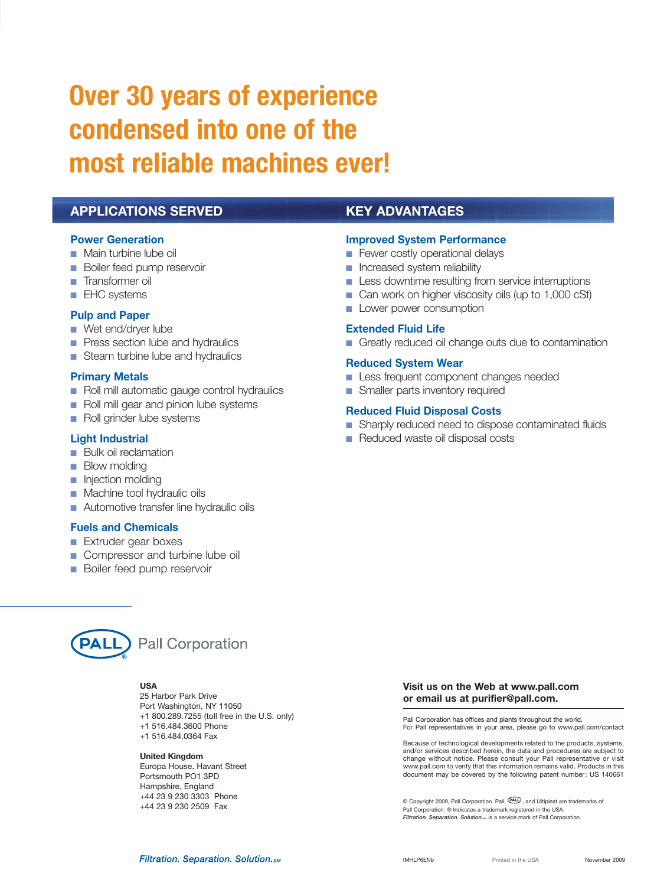# Over 30 years of experience condensed into one of the most reliable machines ever!

## APPLICATIONS SERVED

### Power Generation

- Main turbine lube oil
- Boiler feed pump reservoir
- Transformer oil
- EHC systems

### Pulp and Paper

- Wet end/dryer lube
- Press section lube and hydraulics
- Steam turbine lube and hydraulics

### Primary Metals

- Roll mill automatic gauge control hydraulics
- Roll mill gear and pinion lube systems
- Roll grinder lube systems

### Light Industrial

- Bulk oil reclamation
- Blow molding
- Injection molding
- Machine tool hydraulic oils
- Automotive transfer line hydraulic oils

### Fuels and Chemicals

- Extruder gear boxes
- Compressor and turbine lube oil
- Boiler feed pump reservoir

## KEY ADVANTAGES

### Improved System Performance

- Fewer costly operational delays
- Increased system reliability
- Less downtime resulting from service interruptions
- Can work on higher viscosity oils (up to 1,000 cSt)
- Lower power consumption

### Extended Fluid Life

- Greatly reduced oil change outs due to contamination

### Reduced System Wear

- Less frequent component changes needed
- Smaller parts inventory required

### Reduced Fluid Disposal Costs

- Sharply reduced need to dispose contaminated fluids
- Reduced waste oil disposal costs

PALL Pall Corporation

**USA**
25 Harbor Park Drive
Port Washington, NY 11050
+1 800.289.7255 (toll free in the U.S. only)
+1 516.484.3600 Phone
+1 516.484.0364 Fax

**United Kingdom**
Europa House, Havant Street
Portsmouth PO1 3PD
Hampshire, England
+44 23 9 230 3303 Phone
+44 23 9 230 2509 Fax

**Visit us on the Web at www.pall.com or email us at purifier@pall.com.**

Pall Corporation has offices and plants throughout the world.
For Pall representatives in your area, please go to www.pall.com/contact

Because of technological developments related to the products, systems, and/or services described herein, the data and procedures are subject to change without notice. Please consult your Pall representative or visit www.pall.com to verify that this information remains valid. Products in this document may be covered by the following patent number: US 140661

© Copyright 2009, Pall Corporation. Pall, PALL, and Ultipleat are trademarks of Pall Corporation. ® Indicates a trademark registered in the USA.
*Filtration. Separation. Solution.*SM is a service mark of Pall Corporation.

*Filtration. Separation. Solution.SM*

IMHLP6ENb Printed in the USA November 2009